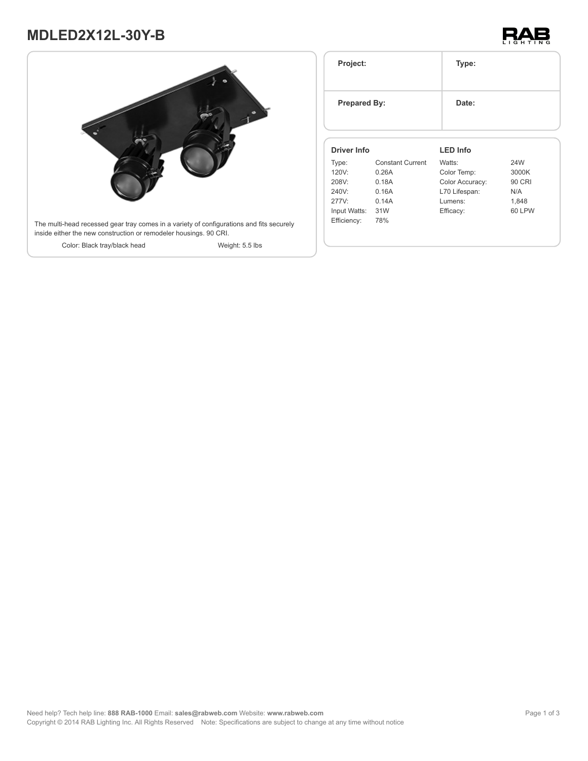# MDLED2X12L-30Y-B

The multi-head recessed gear tray comes in a variety of configurations and fits securely inside either the new construction or remodeler housings. 90 CRI.

Color: Black tray/black head

Weight: 5.5 lbs

| **Project:** | **Type:** |
|---|---|
| **Prepared By:** | **Date:** |

## Driver Info

| | |
|---|---|
| Type: | Constant Current |
| 120V: | 0.26A |
| 208V: | 0.18A |
| 240V: | 0.16A |
| 277V: | 0.14A |
| Input Watts: | 31W |
| Efficiency: | 78% |

## LED Info

| | |
|---|---|
| Watts: | 24W |
| Color Temp: | 3000K |
| Color Accuracy: | 90 CRI |
| L70 Lifespan: | N/A |
| Lumens: | 1,848 |
| Efficacy: | 60 LPW |

Need help? Tech help line: **888 RAB-1000** Email: **sales@rabweb.com** Website: **www.rabweb.com**

Copyright © 2014 RAB Lighting Inc. All Rights Reserved Note: Specifications are subject to change at any time without notice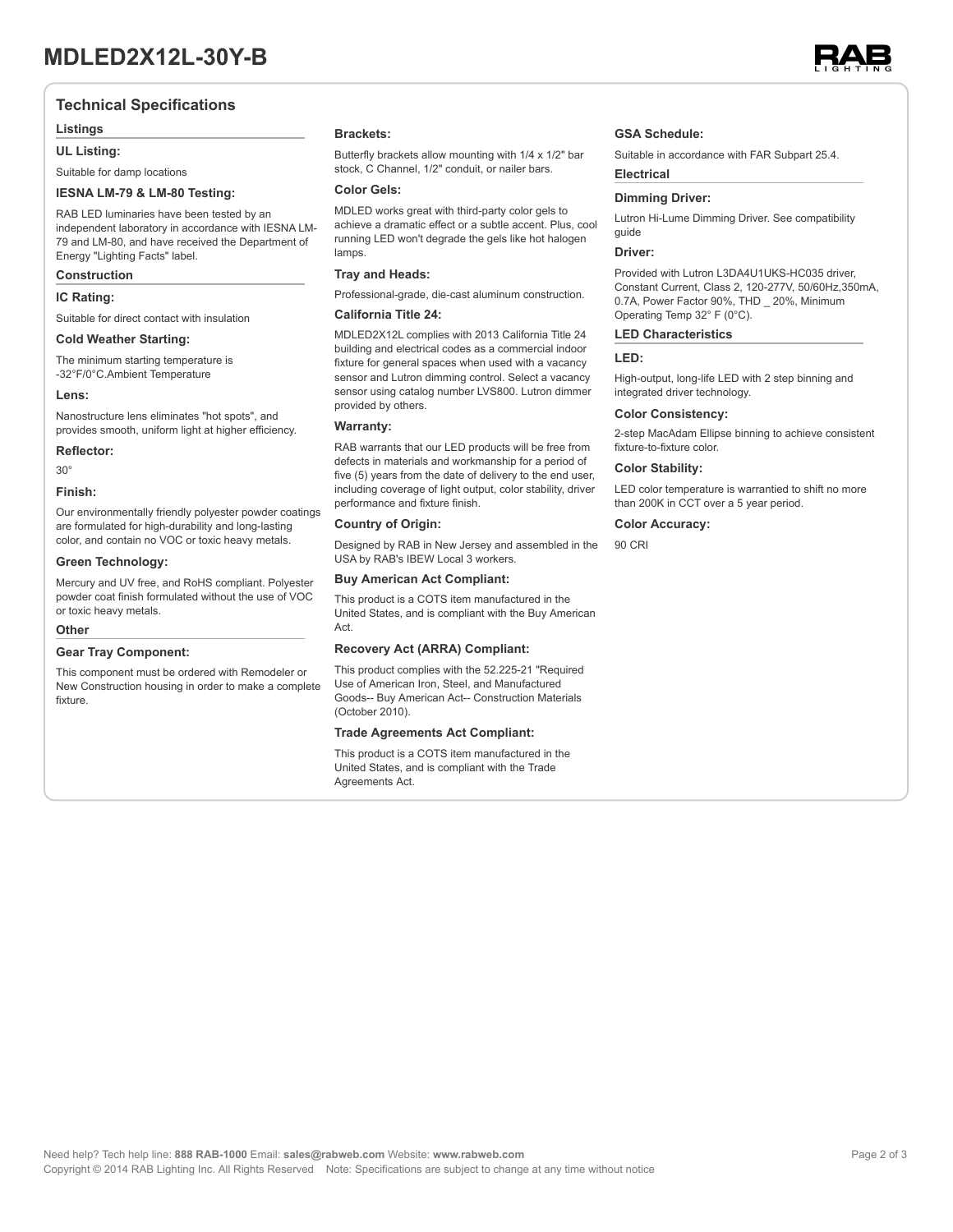# MDLED2X12L-30Y-B

## Technical Specifications

### Listings

#### UL Listing:

Suitable for damp locations

#### IESNA LM-79 & LM-80 Testing:

RAB LED luminaries have been tested by an independent laboratory in accordance with IESNA LM-79 and LM-80, and have received the Department of Energy "Lighting Facts" label.

### Construction

#### IC Rating:

Suitable for direct contact with insulation

#### Cold Weather Starting:

The minimum starting temperature is -32°F/0°C.Ambient Temperature

#### Lens:

Nanostructure lens eliminates "hot spots", and provides smooth, uniform light at higher efficiency.

#### Reflector:

30°

#### Finish:

Our environmentally friendly polyester powder coatings are formulated for high-durability and long-lasting color, and contain no VOC or toxic heavy metals.

#### Green Technology:

Mercury and UV free, and RoHS compliant. Polyester powder coat finish formulated without the use of VOC or toxic heavy metals.

### Other

#### Gear Tray Component:

This component must be ordered with Remodeler or New Construction housing in order to make a complete fixture.

#### Brackets:

Butterfly brackets allow mounting with 1/4 x 1/2" bar stock, C Channel, 1/2" conduit, or nailer bars.

#### Color Gels:

MDLED works great with third-party color gels to achieve a dramatic effect or a subtle accent. Plus, cool running LED won't degrade the gels like hot halogen lamps.

#### Tray and Heads:

Professional-grade, die-cast aluminum construction.

#### California Title 24:

MDLED2X12L complies with 2013 California Title 24 building and electrical codes as a commercial indoor fixture for general spaces when used with a vacancy sensor and Lutron dimming control. Select a vacancy sensor using catalog number LVS800. Lutron dimmer provided by others.

#### Warranty:

RAB warrants that our LED products will be free from defects in materials and workmanship for a period of five (5) years from the date of delivery to the end user, including coverage of light output, color stability, driver performance and fixture finish.

#### Country of Origin:

Designed by RAB in New Jersey and assembled in the USA by RAB's IBEW Local 3 workers.

#### Buy American Act Compliant:

This product is a COTS item manufactured in the United States, and is compliant with the Buy American Act.

#### Recovery Act (ARRA) Compliant:

This product complies with the 52.225-21 "Required Use of American Iron, Steel, and Manufactured Goods-- Buy American Act-- Construction Materials (October 2010).

#### Trade Agreements Act Compliant:

This product is a COTS item manufactured in the United States, and is compliant with the Trade Agreements Act.

#### GSA Schedule:

Suitable in accordance with FAR Subpart 25.4.

### Electrical

#### Dimming Driver:

Lutron Hi-Lume Dimming Driver. See compatibility guide

#### Driver:

Provided with Lutron L3DA4U1UKS-HC035 driver, Constant Current, Class 2, 120-277V, 50/60Hz,350mA, 0.7A, Power Factor 90%, THD _ 20%, Minimum Operating Temp 32° F (0°C).

### LED Characteristics

#### LED:

High-output, long-life LED with 2 step binning and integrated driver technology.

#### Color Consistency:

2-step MacAdam Ellipse binning to achieve consistent fixture-to-fixture color.

#### Color Stability:

LED color temperature is warrantied to shift no more than 200K in CCT over a 5 year period.

#### Color Accuracy:

90 CRI

Need help? Tech help line: **888 RAB-1000** Email: **sales@rabweb.com** Website: **www.rabweb.com**
Copyright © 2014 RAB Lighting Inc. All Rights Reserved Note: Specifications are subject to change at any time without notice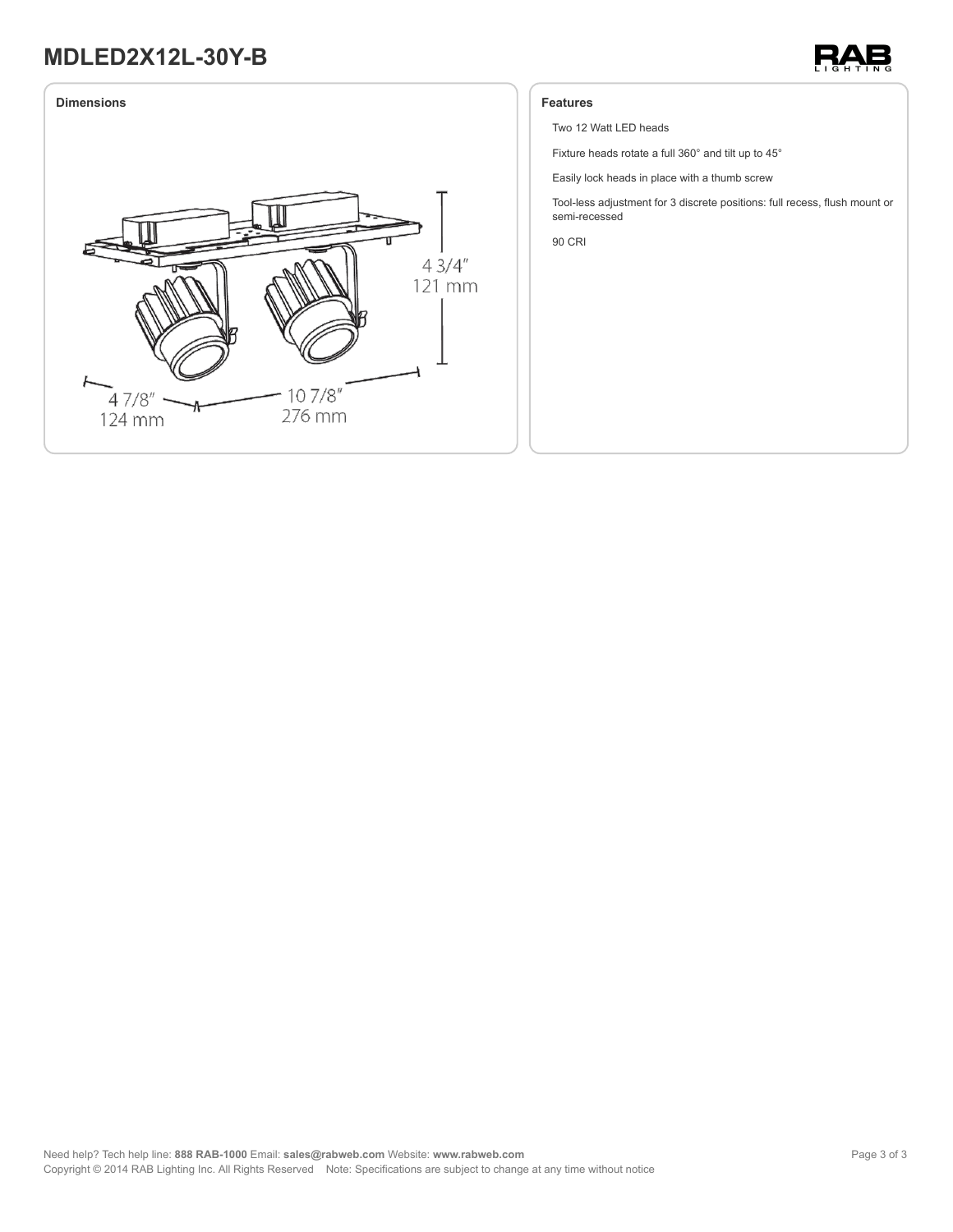# MDLED2X12L-30Y-B

## Dimensions

4 3/4"
121 mm

4 7/8"
124 mm

10 7/8"
276 mm

## Features

Two 12 Watt LED heads

Fixture heads rotate a full 360° and tilt up to 45°

Easily lock heads in place with a thumb screw

Tool-less adjustment for 3 discrete positions: full recess, flush mount or semi-recessed

90 CRI

Need help? Tech help line: **888 RAB-1000** Email: **sales@rabweb.com** Website: **www.rabweb.com**
Copyright © 2014 RAB Lighting Inc. All Rights Reserved Note: Specifications are subject to change at any time without notice